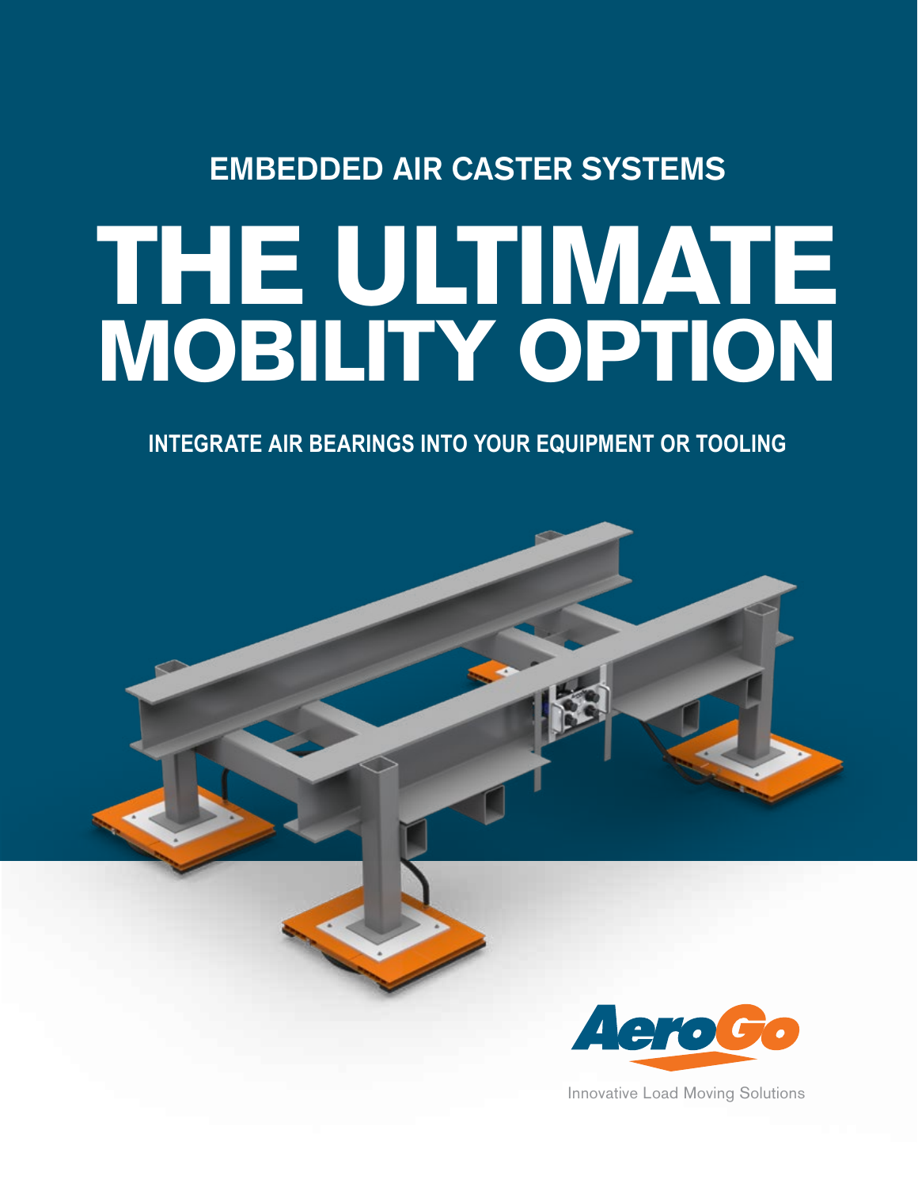## EMBEDDED AIR CASTER SYSTEMS

# THE ULTIMATE MOBILITY OPTION

**INTEGRATE AIR BEARINGS INTO YOUR EQUIPMENT OR TOOLING**

AeroGo

Innovative Load Moving Solutions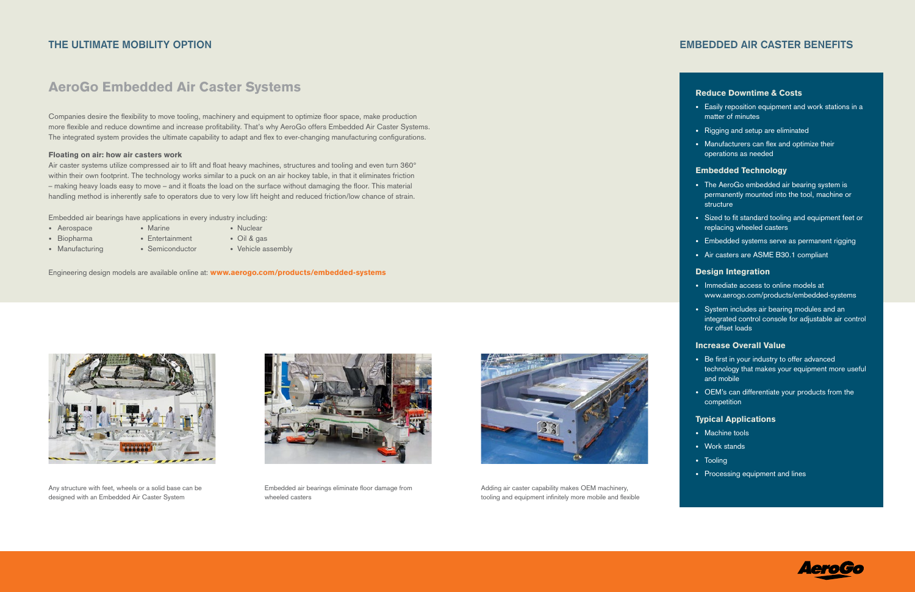## THE ULTIMATE MOBILITY OPTION

# AeroGo Embedded Air Caster Systems

Companies desire the flexibility to move tooling, machinery and equipment to optimize floor space, make production more flexible and reduce downtime and increase profitability. That's why AeroGo offers Embedded Air Caster Systems. The integrated system provides the ultimate capability to adapt and flex to ever-changing manufacturing configurations.

**Floating on air: how air casters work**

Air caster systems utilize compressed air to lift and float heavy machines, structures and tooling and even turn 360° within their own footprint. The technology works similar to a puck on an air hockey table, in that it eliminates friction – making heavy loads easy to move – and it floats the load on the surface without damaging the floor. This material handling method is inherently safe to operators due to very low lift height and reduced friction/low chance of strain.

Embedded air bearings have applications in every industry including:

- Aerospace
- Biopharma
- Manufacturing
- Marine
- Entertainment
- Semiconductor
- Nuclear
- Oil & gas
- Vehicle assembly

Engineering design models are available online at: **www.aerogo.com/products/embedded-systems**

Any structure with feet, wheels or a solid base can be designed with an Embedded Air Caster System

Embedded air bearings eliminate floor damage from wheeled casters

Adding air caster capability makes OEM machinery, tooling and equipment infinitely more mobile and flexible

## EMBEDDED AIR CASTER BENEFITS

### Reduce Downtime & Costs

- Easily reposition equipment and work stations in a matter of minutes
- Rigging and setup are eliminated
- Manufacturers can flex and optimize their operations as needed

### Embedded Technology

- The AeroGo embedded air bearing system is permanently mounted into the tool, machine or structure
- Sized to fit standard tooling and equipment feet or replacing wheeled casters
- Embedded systems serve as permanent rigging
- Air casters are ASME B30.1 compliant

### Design Integration

- Immediate access to online models at www.aerogo.com/products/embedded-systems
- System includes air bearing modules and an integrated control console for adjustable air control for offset loads

### Increase Overall Value

- Be first in your industry to offer advanced technology that makes your equipment more useful and mobile
- OEM's can differentiate your products from the competition

### Typical Applications

- Machine tools
- Work stands
- Tooling
- Processing equipment and lines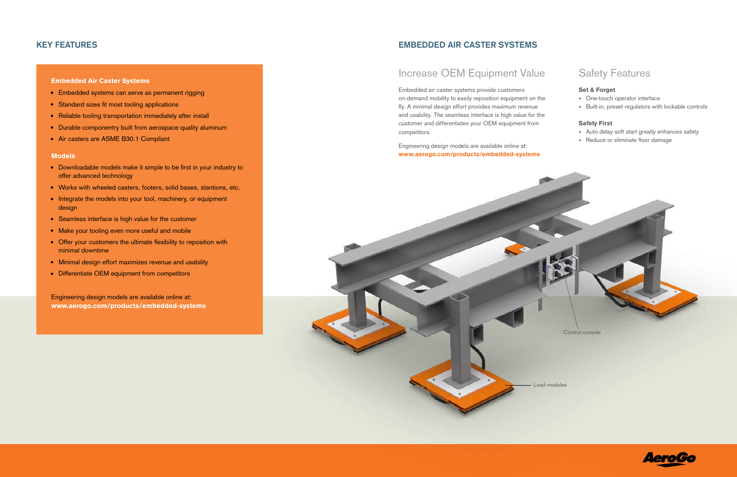## KEY FEATURES

### Embedded Air Caster Systems

- Embedded systems can serve as permanent rigging
- Standard sizes fit most tooling applications
- Reliable tooling transportation immediately after install
- Durable componentry built from aerospace quality aluminum
- Air casters are ASME B30.1 Compliant

### Models

- Downloadable models make it simple to be first in your industry to offer advanced technology
- Works with wheeled casters, footers, solid bases, stantions, etc.
- Integrate the models into your tool, machinery, or equipment design
- Seamless interface is high value for the customer
- Make your tooling even more useful and mobile
- Offer your customers the ultimate flexibility to reposition with minimal downtime
- Minimal design effort maximizes revenue and usability
- Differentiate OEM equipment from competitors

Engineering design models are available online at:
**www.aerogo.com/products/embedded-systems**

## EMBEDDED AIR CASTER SYSTEMS

### Increase OEM Equipment Value

Embedded air caster systems provide customers on-demand mobility to easily reposition equipment on the fly. A minimal design effort provides maximum revenue and usability. The seamless interface is high value for the customer and differentiates your OEM equipment from competitors.

Engineering design models are available online at:
**www.aerogo.com/products/embedded-systems**

### Safety Features

**Set & Forget**

- One-touch operator interface
- Built-in, preset regulators with lockable controls

**Safety First**

- Auto delay soft start greatly enhances safety
- Reduce or eliminate floor damage

Control console

Load modules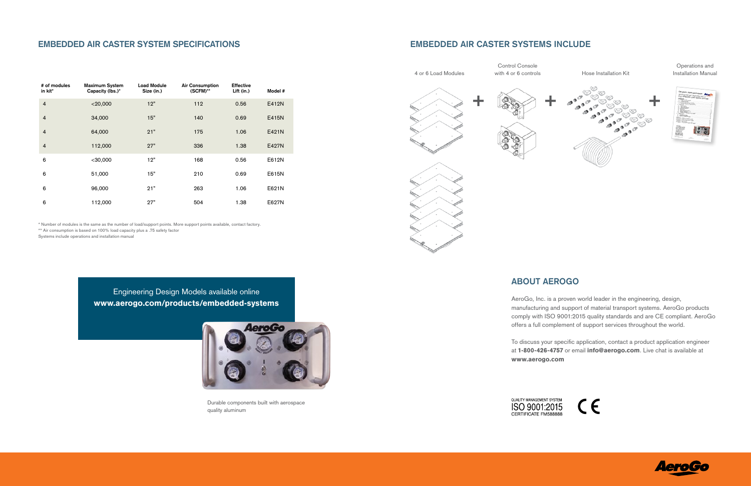## EMBEDDED AIR CASTER SYSTEM SPECIFICATIONS

| # of modules in kit* | Maximum System Capacity (lbs.)* | Load Module Size (in.) | Air Consumption (SCFM)** | Effective Lift (in.) | Model # |
|---|---|---|---|---|---|
| 4 | <20,000 | 12" | 112 | 0.56 | E412N |
| 4 | 34,000 | 15" | 140 | 0.69 | E415N |
| 4 | 64,000 | 21" | 175 | 1.06 | E421N |
| 4 | 112,000 | 27" | 336 | 1.38 | E427N |
| 6 | <30,000 | 12" | 168 | 0.56 | E612N |
| 6 | 51,000 | 15" | 210 | 0.69 | E615N |
| 6 | 96,000 | 21" | 263 | 1.06 | E621N |
| 6 | 112,000 | 27" | 504 | 1.38 | E627N |

* Number of modules is the same as the number of load/support points. More support points available, contact factory.
** Air consumption is based on 100% load capacity plus a .75 safety factor
Systems include operations and installation manual

Engineering Design Models available online
**www.aerogo.com/products/embedded-systems**

Durable components built with aerospace quality aluminum

## EMBEDDED AIR CASTER SYSTEMS INCLUDE

4 or 6 Load Modules + Control Console with 4 or 6 controls + Hose Installation Kit + Operations and Installation Manual

## ABOUT AEROGO

AeroGo, Inc. is a proven world leader in the engineering, design, manufacturing and support of material transport systems. AeroGo products comply with ISO 9001:2015 quality standards and are CE compliant. AeroGo offers a full complement of support services throughout the world.

To discuss your specific application, contact a product application engineer at **1-800-426-4757** or email **info@aerogo.com**. Live chat is available at **www.aerogo.com**

QUALITY MANAGEMENT SYSTEM
ISO 9001:2015
CERTIFICATE FM588888

CE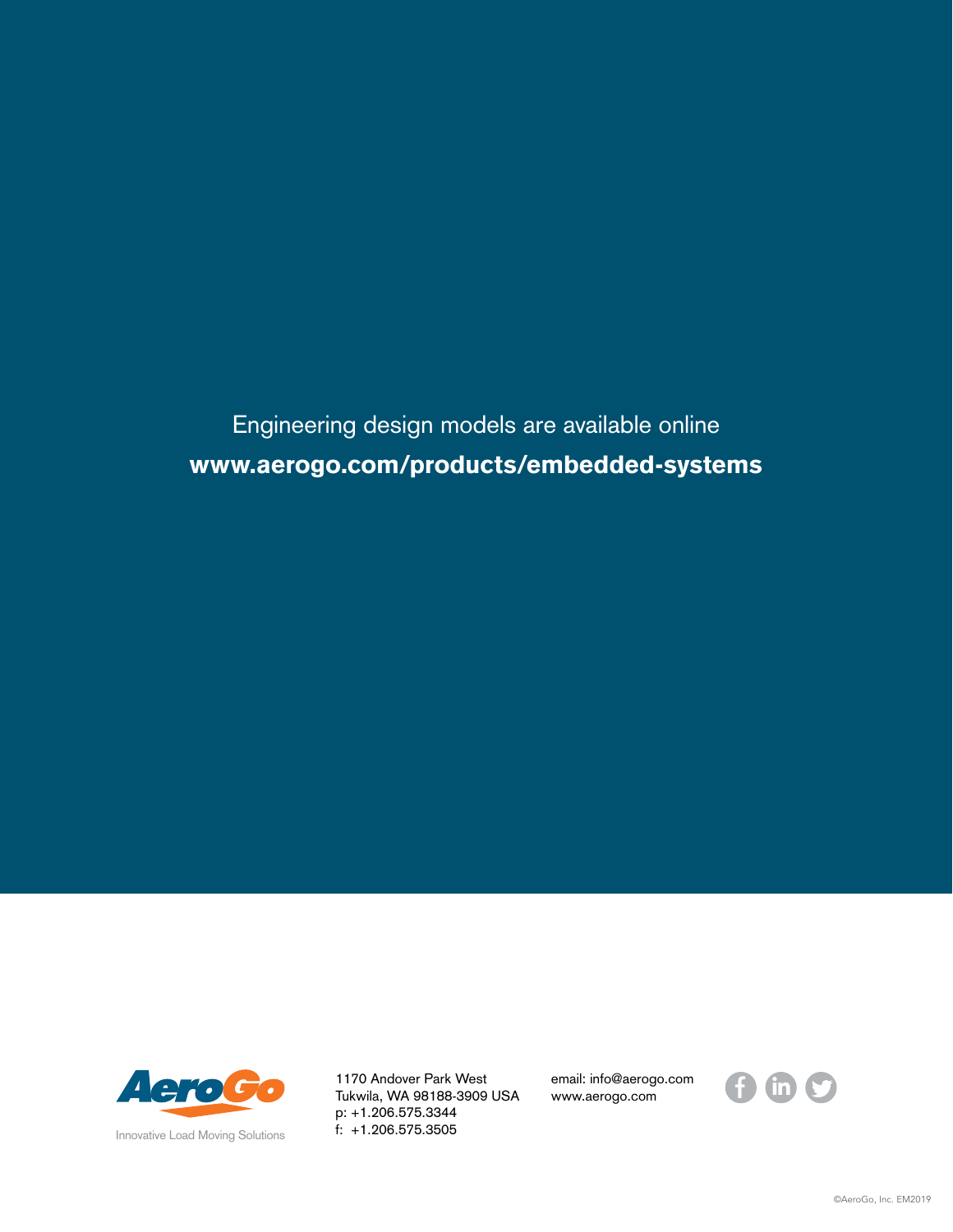Engineering design models are available online

**www.aerogo.com/products/embedded-systems**

AeroGo

Innovative Load Moving Solutions

1170 Andover Park West
Tukwila, WA 98188-3909 USA
p: +1.206.575.3344
f: +1.206.575.3505

email: info@aerogo.com
www.aerogo.com

©AeroGo, Inc. EM2019